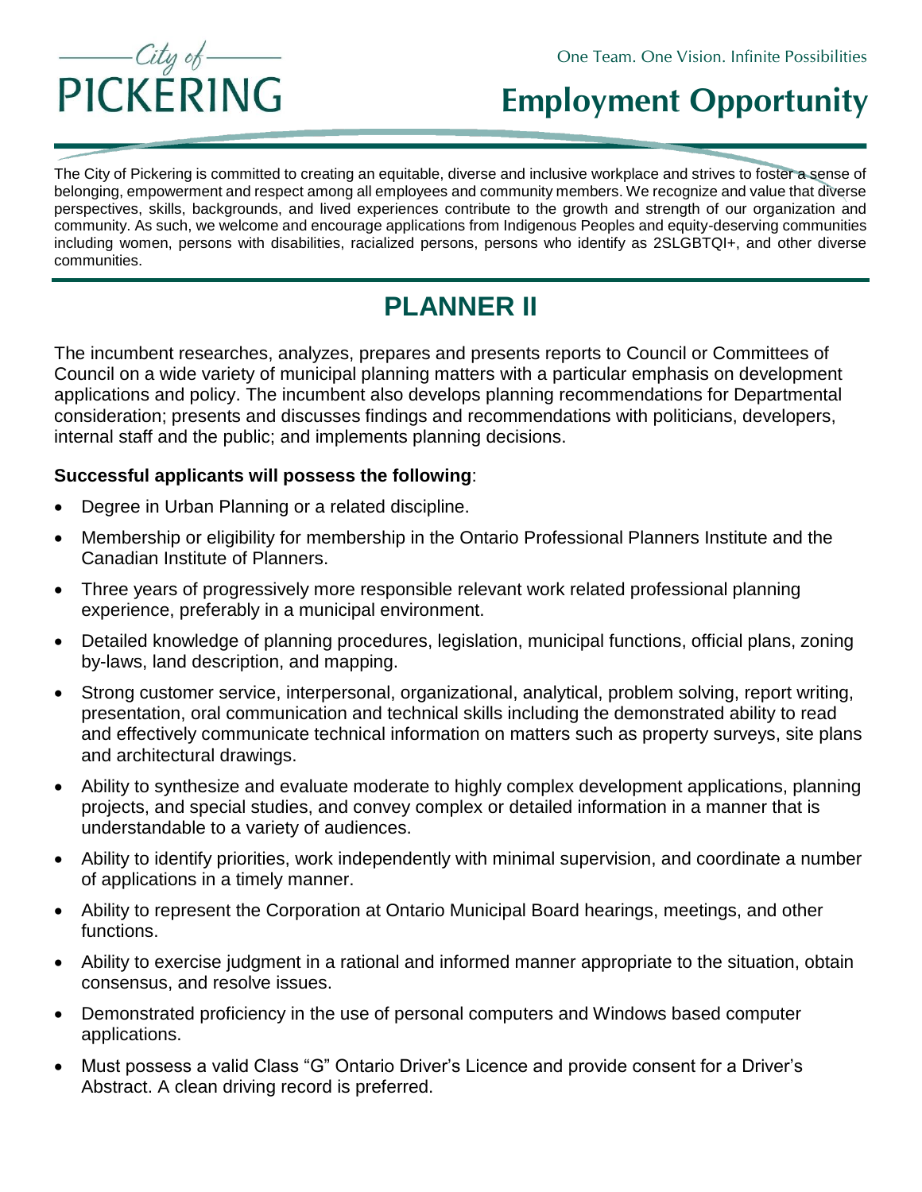City of PICKERING

One Team. One Vision. Infinite Possibilities

# Employment Opportunity

The City of Pickering is committed to creating an equitable, diverse and inclusive workplace and strives to foster a sense of belonging, empowerment and respect among all employees and community members. We recognize and value that diverse perspectives, skills, backgrounds, and lived experiences contribute to the growth and strength of our organization and community. As such, we welcome and encourage applications from Indigenous Peoples and equity-deserving communities including women, persons with disabilities, racialized persons, persons who identify as 2SLGBTQI+, and other diverse communities.

## PLANNER II

The incumbent researches, analyzes, prepares and presents reports to Council or Committees of Council on a wide variety of municipal planning matters with a particular emphasis on development applications and policy. The incumbent also develops planning recommendations for Departmental consideration; presents and discusses findings and recommendations with politicians, developers, internal staff and the public; and implements planning decisions.

**Successful applicants will possess the following**:

- Degree in Urban Planning or a related discipline.
- Membership or eligibility for membership in the Ontario Professional Planners Institute and the Canadian Institute of Planners.
- Three years of progressively more responsible relevant work related professional planning experience, preferably in a municipal environment.
- Detailed knowledge of planning procedures, legislation, municipal functions, official plans, zoning by-laws, land description, and mapping.
- Strong customer service, interpersonal, organizational, analytical, problem solving, report writing, presentation, oral communication and technical skills including the demonstrated ability to read and effectively communicate technical information on matters such as property surveys, site plans and architectural drawings.
- Ability to synthesize and evaluate moderate to highly complex development applications, planning projects, and special studies, and convey complex or detailed information in a manner that is understandable to a variety of audiences.
- Ability to identify priorities, work independently with minimal supervision, and coordinate a number of applications in a timely manner.
- Ability to represent the Corporation at Ontario Municipal Board hearings, meetings, and other functions.
- Ability to exercise judgment in a rational and informed manner appropriate to the situation, obtain consensus, and resolve issues.
- Demonstrated proficiency in the use of personal computers and Windows based computer applications.
- Must possess a valid Class "G" Ontario Driver's Licence and provide consent for a Driver's Abstract. A clean driving record is preferred.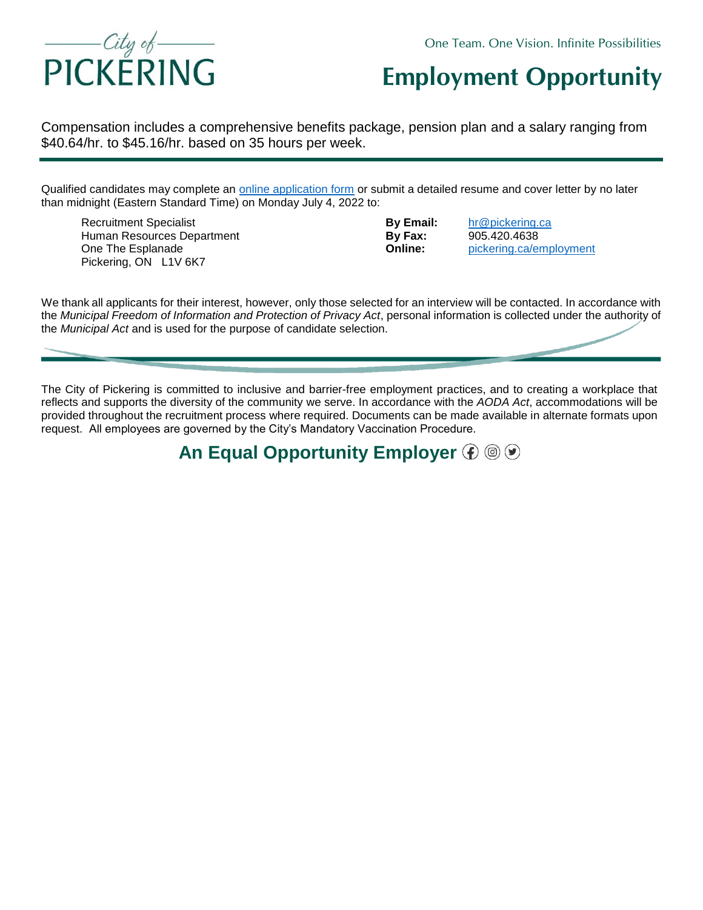City of PICKERING

One Team. One Vision. Infinite Possibilities

# Employment Opportunity

Compensation includes a comprehensive benefits package, pension plan and a salary ranging from $40.64/hr. to $45.16/hr. based on 35 hours per week.

---

Qualified candidates may complete an online application form or submit a detailed resume and cover letter by no later than midnight (Eastern Standard Time) on Monday July 4, 2022 to:

Recruitment Specialist
Human Resources Department
One The Esplanade
Pickering, ON L1V 6K7

**By Email:** hr@pickering.ca
**By Fax:** 905.420.4638
**Online:** pickering.ca/employment

We thank all applicants for their interest, however, only those selected for an interview will be contacted. In accordance with the *Municipal Freedom of Information and Protection of Privacy Act*, personal information is collected under the authority of the *Municipal Act* and is used for the purpose of candidate selection.

---

The City of Pickering is committed to inclusive and barrier-free employment practices, and to creating a workplace that reflects and supports the diversity of the community we serve. In accordance with the *AODA Act*, accommodations will be provided throughout the recruitment process where required. Documents can be made available in alternate formats upon request. All employees are governed by the City's Mandatory Vaccination Procedure.

## An Equal Opportunity Employer